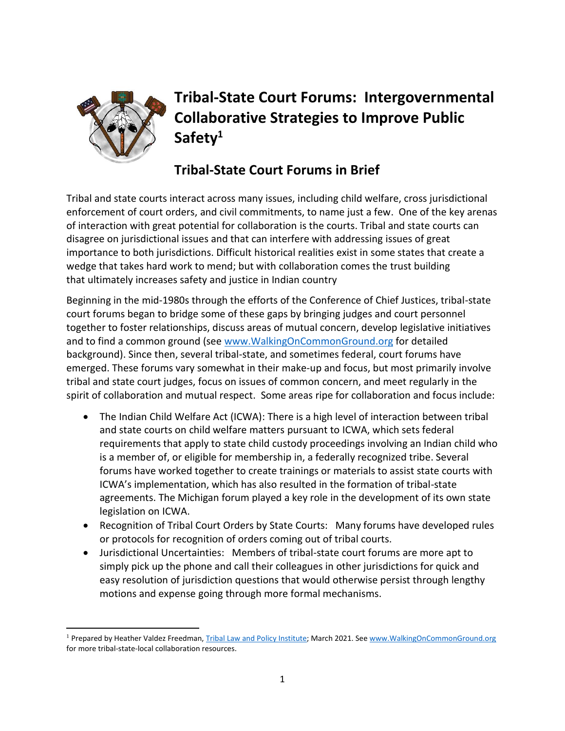# Tribal-State Court Forums: Intergovernmental Collaborative Strategies to Improve Public Safety[1]

## Tribal-State Court Forums in Brief

Tribal and state courts interact across many issues, including child welfare, cross jurisdictional enforcement of court orders, and civil commitments, to name just a few. One of the key arenas of interaction with great potential for collaboration is the courts. Tribal and state courts can disagree on jurisdictional issues and that can interfere with addressing issues of great importance to both jurisdictions. Difficult historical realities exist in some states that create a wedge that takes hard work to mend; but with collaboration comes the trust building that ultimately increases safety and justice in Indian country

Beginning in the mid-1980s through the efforts of the Conference of Chief Justices, tribal-state court forums began to bridge some of these gaps by bringing judges and court personnel together to foster relationships, discuss areas of mutual concern, develop legislative initiatives and to find a common ground (see [www.WalkingOnCommonGround.org](http://www.WalkingOnCommonGround.org) for detailed background). Since then, several tribal-state, and sometimes federal, court forums have emerged. These forums vary somewhat in their make-up and focus, but most primarily involve tribal and state court judges, focus on issues of common concern, and meet regularly in the spirit of collaboration and mutual respect. Some areas ripe for collaboration and focus include:

- The Indian Child Welfare Act (ICWA): There is a high level of interaction between tribal and state courts on child welfare matters pursuant to ICWA, which sets federal requirements that apply to state child custody proceedings involving an Indian child who is a member of, or eligible for membership in, a federally recognized tribe. Several forums have worked together to create trainings or materials to assist state courts with ICWA's implementation, which has also resulted in the formation of tribal-state agreements. The Michigan forum played a key role in the development of its own state legislation on ICWA.
- Recognition of Tribal Court Orders by State Courts: Many forums have developed rules or protocols for recognition of orders coming out of tribal courts.
- Jurisdictional Uncertainties: Members of tribal-state court forums are more apt to simply pick up the phone and call their colleagues in other jurisdictions for quick and easy resolution of jurisdiction questions that would otherwise persist through lengthy motions and expense going through more formal mechanisms.

---

[1] Prepared by Heather Valdez Freedman, Tribal Law and Policy Institute; March 2021. See [www.WalkingOnCommonGround.org](http://www.WalkingOnCommonGround.org) for more tribal-state-local collaboration resources.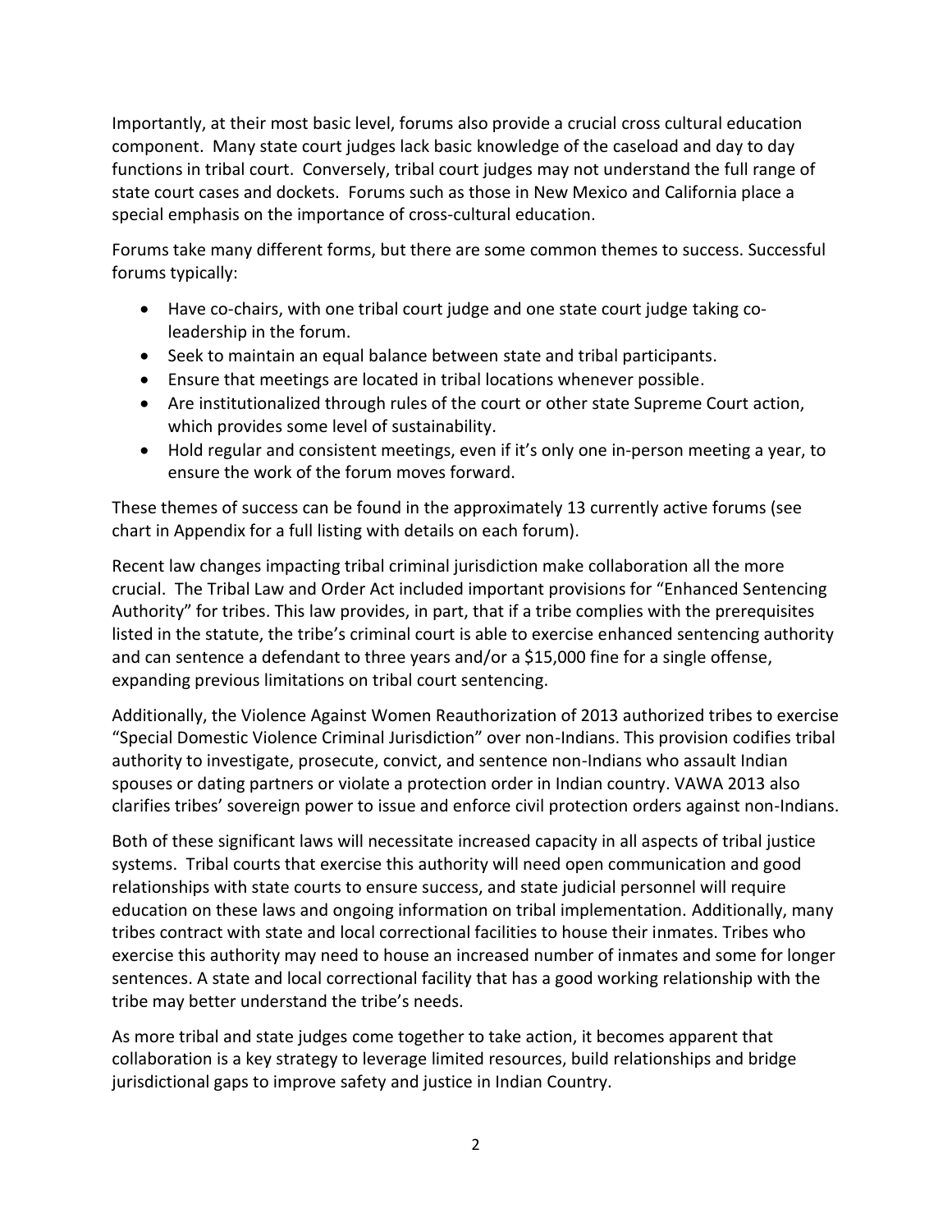Importantly, at their most basic level, forums also provide a crucial cross cultural education component. Many state court judges lack basic knowledge of the caseload and day to day functions in tribal court. Conversely, tribal court judges may not understand the full range of state court cases and dockets. Forums such as those in New Mexico and California place a special emphasis on the importance of cross-cultural education.

Forums take many different forms, but there are some common themes to success. Successful forums typically:

- Have co-chairs, with one tribal court judge and one state court judge taking co-leadership in the forum.
- Seek to maintain an equal balance between state and tribal participants.
- Ensure that meetings are located in tribal locations whenever possible.
- Are institutionalized through rules of the court or other state Supreme Court action, which provides some level of sustainability.
- Hold regular and consistent meetings, even if it's only one in-person meeting a year, to ensure the work of the forum moves forward.

These themes of success can be found in the approximately 13 currently active forums (see chart in Appendix for a full listing with details on each forum).

Recent law changes impacting tribal criminal jurisdiction make collaboration all the more crucial. The Tribal Law and Order Act included important provisions for "Enhanced Sentencing Authority" for tribes. This law provides, in part, that if a tribe complies with the prerequisites listed in the statute, the tribe's criminal court is able to exercise enhanced sentencing authority and can sentence a defendant to three years and/or a $15,000 fine for a single offense, expanding previous limitations on tribal court sentencing.

Additionally, the Violence Against Women Reauthorization of 2013 authorized tribes to exercise "Special Domestic Violence Criminal Jurisdiction" over non-Indians. This provision codifies tribal authority to investigate, prosecute, convict, and sentence non-Indians who assault Indian spouses or dating partners or violate a protection order in Indian country. VAWA 2013 also clarifies tribes' sovereign power to issue and enforce civil protection orders against non-Indians.

Both of these significant laws will necessitate increased capacity in all aspects of tribal justice systems. Tribal courts that exercise this authority will need open communication and good relationships with state courts to ensure success, and state judicial personnel will require education on these laws and ongoing information on tribal implementation. Additionally, many tribes contract with state and local correctional facilities to house their inmates. Tribes who exercise this authority may need to house an increased number of inmates and some for longer sentences. A state and local correctional facility that has a good working relationship with the tribe may better understand the tribe's needs.

As more tribal and state judges come together to take action, it becomes apparent that collaboration is a key strategy to leverage limited resources, build relationships and bridge jurisdictional gaps to improve safety and justice in Indian Country.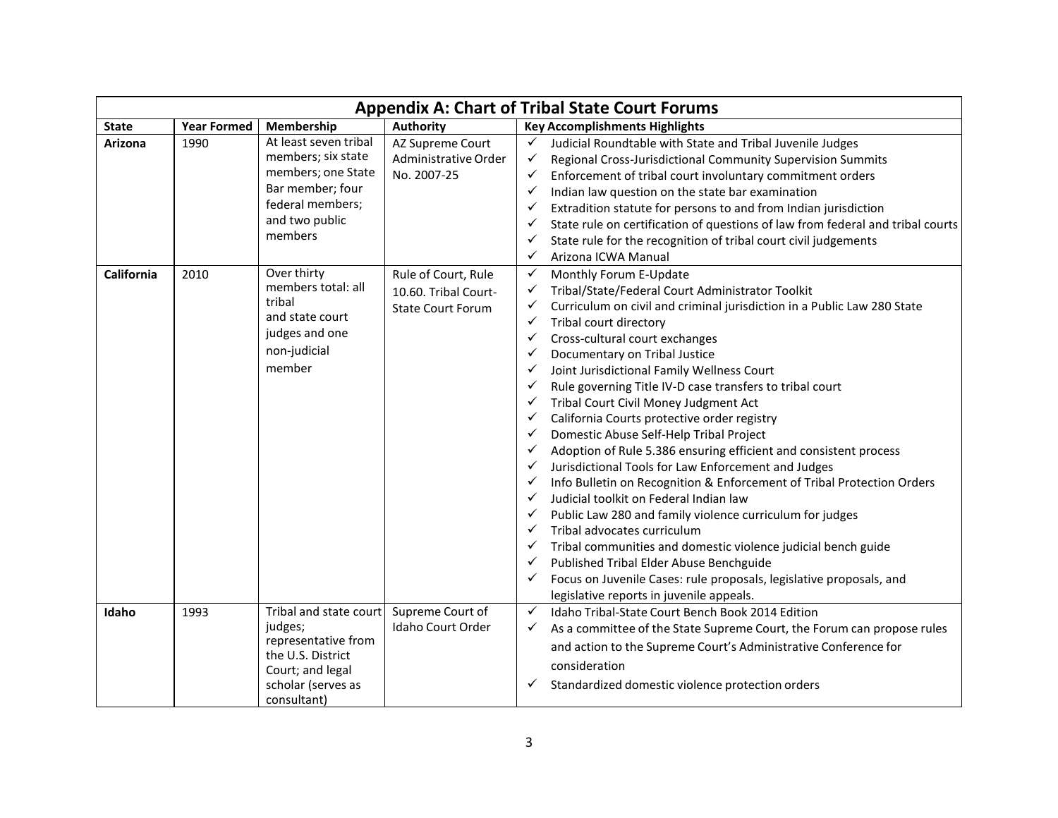## Appendix A: Chart of Tribal State Court Forums

| State | Year Formed | Membership | Authority | Key Accomplishments Highlights |
|---|---|---|---|---|
| **Arizona** | 1990 | At least seven tribal members; six state members; one State Bar member; four federal members; and two public members | AZ Supreme Court Administrative Order No. 2007-25 | ✓ Judicial Roundtable with State and Tribal Juvenile Judges<br>✓ Regional Cross-Jurisdictional Community Supervision Summits<br>✓ Enforcement of tribal court involuntary commitment orders<br>✓ Indian law question on the state bar examination<br>✓ Extradition statute for persons to and from Indian jurisdiction<br>✓ State rule on certification of questions of law from federal and tribal courts<br>✓ State rule for the recognition of tribal court civil judgements<br>✓ Arizona ICWA Manual |
| **California** | 2010 | Over thirty members total: all tribal and state court judges and one non-judicial member | Rule of Court, Rule 10.60. Tribal Court-State Court Forum | ✓ Monthly Forum E-Update<br>✓ Tribal/State/Federal Court Administrator Toolkit<br>✓ Curriculum on civil and criminal jurisdiction in a Public Law 280 State<br>✓ Tribal court directory<br>✓ Cross-cultural court exchanges<br>✓ Documentary on Tribal Justice<br>✓ Joint Jurisdictional Family Wellness Court<br>✓ Rule governing Title IV-D case transfers to tribal court<br>✓ Tribal Court Civil Money Judgment Act<br>✓ California Courts protective order registry<br>✓ Domestic Abuse Self-Help Tribal Project<br>✓ Adoption of Rule 5.386 ensuring efficient and consistent process<br>✓ Jurisdictional Tools for Law Enforcement and Judges<br>✓ Info Bulletin on Recognition & Enforcement of Tribal Protection Orders<br>✓ Judicial toolkit on Federal Indian law<br>✓ Public Law 280 and family violence curriculum for judges<br>✓ Tribal advocates curriculum<br>✓ Tribal communities and domestic violence judicial bench guide<br>✓ Published Tribal Elder Abuse Benchguide<br>✓ Focus on Juvenile Cases: rule proposals, legislative proposals, and legislative reports in juvenile appeals. |
| **Idaho** | 1993 | Tribal and state court judges; representative from the U.S. District Court; and legal scholar (serves as consultant) | Supreme Court of Idaho Court Order | ✓ Idaho Tribal-State Court Bench Book 2014 Edition<br>✓ As a committee of the State Supreme Court, the Forum can propose rules and action to the Supreme Court's Administrative Conference for consideration<br>✓ Standardized domestic violence protection orders |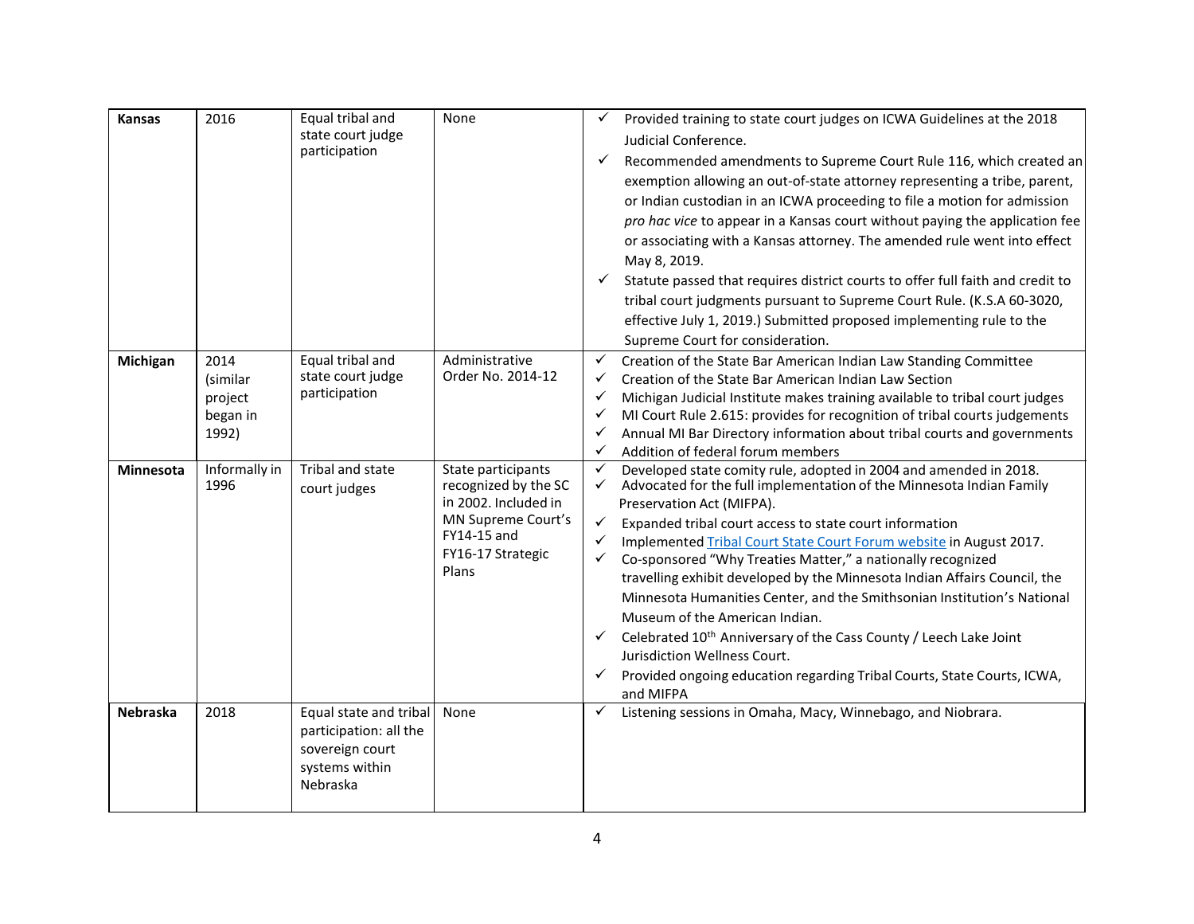| **Kansas** | 2016 | Equal tribal and state court judge participation | None | ✓ Provided training to state court judges on ICWA Guidelines at the 2018 Judicial Conference.<br>✓ Recommended amendments to Supreme Court Rule 116, which created an exemption allowing an out-of-state attorney representing a tribe, parent, or Indian custodian in an ICWA proceeding to file a motion for admission *pro hac vice* to appear in a Kansas court without paying the application fee or associating with a Kansas attorney. The amended rule went into effect May 8, 2019.<br>✓ Statute passed that requires district courts to offer full faith and credit to tribal court judgments pursuant to Supreme Court Rule. (K.S.A 60-3020, effective July 1, 2019.) Submitted proposed implementing rule to the Supreme Court for consideration. |
|---|---|---|---|---|
| **Michigan** | 2014 (similar project began in 1992) | Equal tribal and state court judge participation | Administrative Order No. 2014-12 | ✓ Creation of the State Bar American Indian Law Standing Committee<br>✓ Creation of the State Bar American Indian Law Section<br>✓ Michigan Judicial Institute makes training available to tribal court judges<br>✓ MI Court Rule 2.615: provides for recognition of tribal courts judgements<br>✓ Annual MI Bar Directory information about tribal courts and governments<br>✓ Addition of federal forum members |
| **Minnesota** | Informally in 1996 | Tribal and state court judges | State participants recognized by the SC in 2002. Included in MN Supreme Court's FY14-15 and FY16-17 Strategic Plans | ✓ Developed state comity rule, adopted in 2004 and amended in 2018.<br>✓ Advocated for the full implementation of the Minnesota Indian Family Preservation Act (MIFPA).<br>✓ Expanded tribal court access to state court information<br>✓ Implemented Tribal Court State Court Forum website in August 2017.<br>✓ Co-sponsored "Why Treaties Matter," a nationally recognized travelling exhibit developed by the Minnesota Indian Affairs Council, the Minnesota Humanities Center, and the Smithsonian Institution's National Museum of the American Indian.<br>✓ Celebrated 10th Anniversary of the Cass County / Leech Lake Joint Jurisdiction Wellness Court.<br>✓ Provided ongoing education regarding Tribal Courts, State Courts, ICWA, and MIFPA |
| **Nebraska** | 2018 | Equal state and tribal participation: all the sovereign court systems within Nebraska | None | ✓ Listening sessions in Omaha, Macy, Winnebago, and Niobrara. |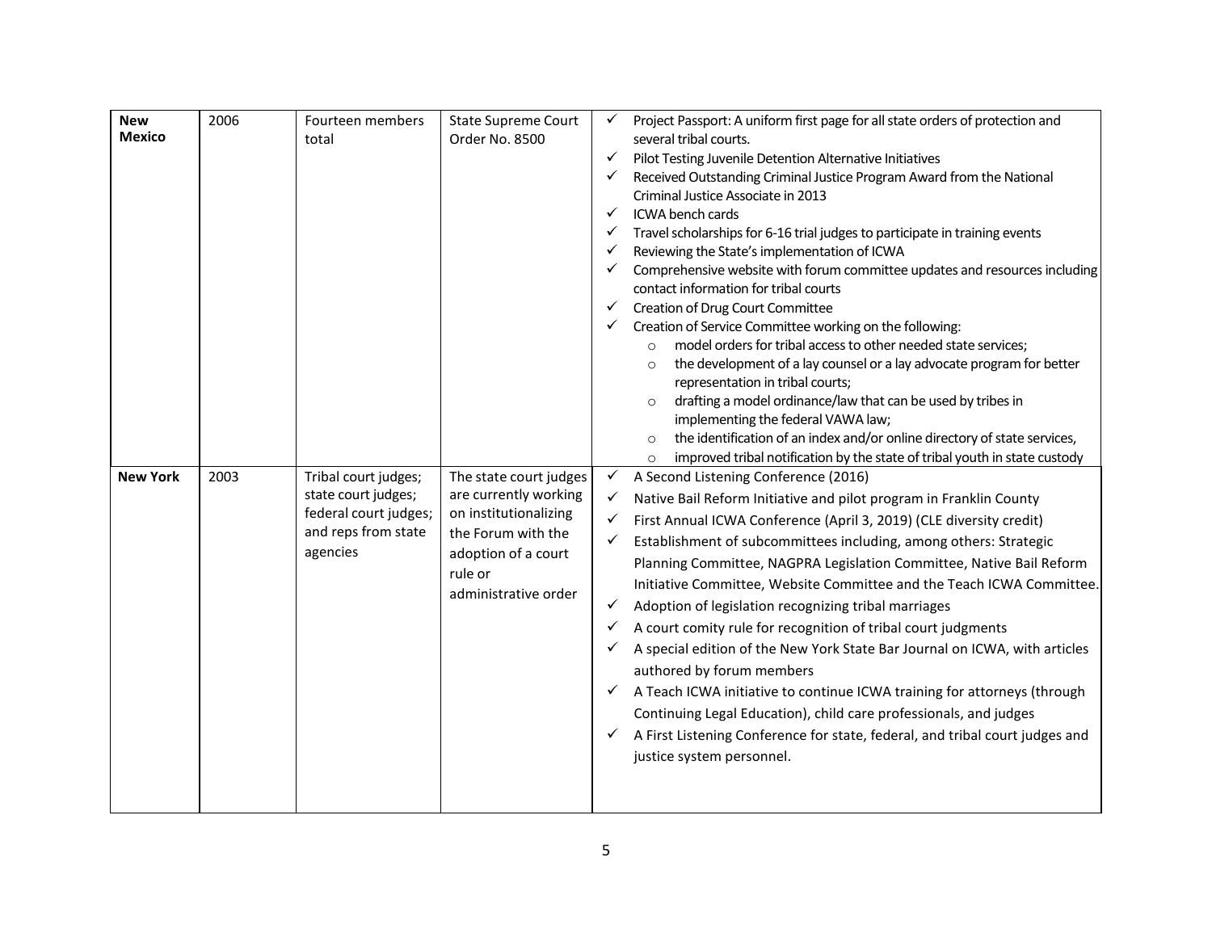| | | | | |
|---|---|---|---|---|
| **New Mexico** | 2006 | Fourteen members total | State Supreme Court Order No. 8500 | ✓ Project Passport: A uniform first page for all state orders of protection and several tribal courts.<br>✓ Pilot Testing Juvenile Detention Alternative Initiatives<br>✓ Received Outstanding Criminal Justice Program Award from the National Criminal Justice Associate in 2013<br>✓ ICWA bench cards<br>✓ Travel scholarships for 6-16 trial judges to participate in training events<br>✓ Reviewing the State's implementation of ICWA<br>✓ Comprehensive website with forum committee updates and resources including contact information for tribal courts<br>✓ Creation of Drug Court Committee<br>✓ Creation of Service Committee working on the following:<br>○ model orders for tribal access to other needed state services;<br>○ the development of a lay counsel or a lay advocate program for better representation in tribal courts;<br>○ drafting a model ordinance/law that can be used by tribes in implementing the federal VAWA law;<br>○ the identification of an index and/or online directory of state services,<br>○ improved tribal notification by the state of tribal youth in state custody |
| **New York** | 2003 | Tribal court judges; state court judges; federal court judges; and reps from state agencies | The state court judges are currently working on institutionalizing the Forum with the adoption of a court rule or administrative order | ✓ A Second Listening Conference (2016)<br>✓ Native Bail Reform Initiative and pilot program in Franklin County<br>✓ First Annual ICWA Conference (April 3, 2019) (CLE diversity credit)<br>✓ Establishment of subcommittees including, among others: Strategic Planning Committee, NAGPRA Legislation Committee, Native Bail Reform Initiative Committee, Website Committee and the Teach ICWA Committee.<br>✓ Adoption of legislation recognizing tribal marriages<br>✓ A court comity rule for recognition of tribal court judgments<br>✓ A special edition of the New York State Bar Journal on ICWA, with articles authored by forum members<br>✓ A Teach ICWA initiative to continue ICWA training for attorneys (through Continuing Legal Education), child care professionals, and judges<br>✓ A First Listening Conference for state, federal, and tribal court judges and justice system personnel. |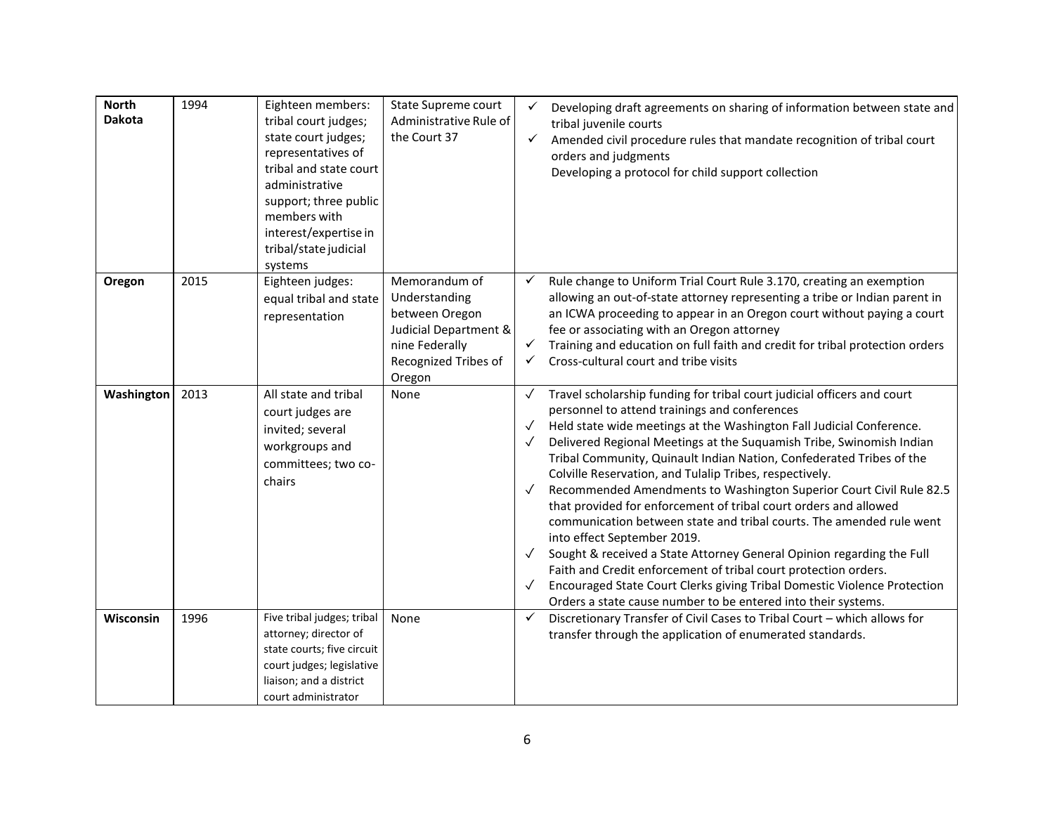| | | | | |
|---|---|---|---|---|
| **North Dakota** | 1994 | Eighteen members: tribal court judges; state court judges; representatives of tribal and state court administrative support; three public members with interest/expertise in tribal/state judicial systems | State Supreme court Administrative Rule of the Court 37 | ✓ Developing draft agreements on sharing of information between state and tribal juvenile courts<br>✓ Amended civil procedure rules that mandate recognition of tribal court orders and judgments<br>Developing a protocol for child support collection |
| **Oregon** | 2015 | Eighteen judges: equal tribal and state representation | Memorandum of Understanding between Oregon Judicial Department & nine Federally Recognized Tribes of Oregon | ✓ Rule change to Uniform Trial Court Rule 3.170, creating an exemption allowing an out-of-state attorney representing a tribe or Indian parent in an ICWA proceeding to appear in an Oregon court without paying a court fee or associating with an Oregon attorney<br>✓ Training and education on full faith and credit for tribal protection orders<br>✓ Cross-cultural court and tribe visits |
| **Washington** | 2013 | All state and tribal court judges are invited; several workgroups and committees; two co-chairs | None | ✓ Travel scholarship funding for tribal court judicial officers and court personnel to attend trainings and conferences<br>✓ Held state wide meetings at the Washington Fall Judicial Conference.<br>✓ Delivered Regional Meetings at the Suquamish Tribe, Swinomish Indian Tribal Community, Quinault Indian Nation, Confederated Tribes of the Colville Reservation, and Tulalip Tribes, respectively.<br>✓ Recommended Amendments to Washington Superior Court Civil Rule 82.5 that provided for enforcement of tribal court orders and allowed communication between state and tribal courts. The amended rule went into effect September 2019.<br>✓ Sought & received a State Attorney General Opinion regarding the Full Faith and Credit enforcement of tribal court protection orders.<br>✓ Encouraged State Court Clerks giving Tribal Domestic Violence Protection Orders a state cause number to be entered into their systems. |
| **Wisconsin** | 1996 | Five tribal judges; tribal attorney; director of state courts; five circuit court judges; legislative liaison; and a district court administrator | None | ✓ Discretionary Transfer of Civil Cases to Tribal Court – which allows for transfer through the application of enumerated standards. |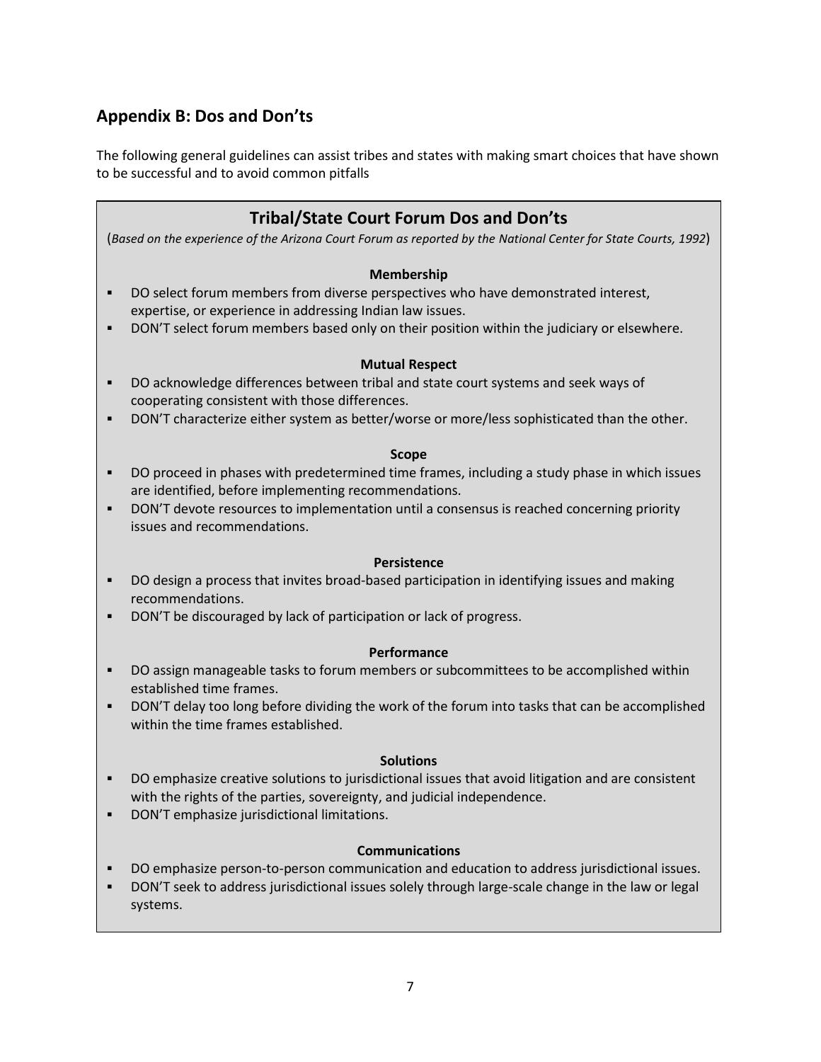## Appendix B: Dos and Don'ts

The following general guidelines can assist tribes and states with making smart choices that have shown to be successful and to avoid common pitfalls

### Tribal/State Court Forum Dos and Don'ts

(*Based on the experience of the Arizona Court Forum as reported by the National Center for State Courts, 1992*)

**Membership**

- DO select forum members from diverse perspectives who have demonstrated interest, expertise, or experience in addressing Indian law issues.
- DON'T select forum members based only on their position within the judiciary or elsewhere.

**Mutual Respect**

- DO acknowledge differences between tribal and state court systems and seek ways of cooperating consistent with those differences.
- DON'T characterize either system as better/worse or more/less sophisticated than the other.

**Scope**

- DO proceed in phases with predetermined time frames, including a study phase in which issues are identified, before implementing recommendations.
- DON'T devote resources to implementation until a consensus is reached concerning priority issues and recommendations.

**Persistence**

- DO design a process that invites broad-based participation in identifying issues and making recommendations.
- DON'T be discouraged by lack of participation or lack of progress.

**Performance**

- DO assign manageable tasks to forum members or subcommittees to be accomplished within established time frames.
- DON'T delay too long before dividing the work of the forum into tasks that can be accomplished within the time frames established.

**Solutions**

- DO emphasize creative solutions to jurisdictional issues that avoid litigation and are consistent with the rights of the parties, sovereignty, and judicial independence.
- DON'T emphasize jurisdictional limitations.

**Communications**

- DO emphasize person-to-person communication and education to address jurisdictional issues.
- DON'T seek to address jurisdictional issues solely through large-scale change in the law or legal systems.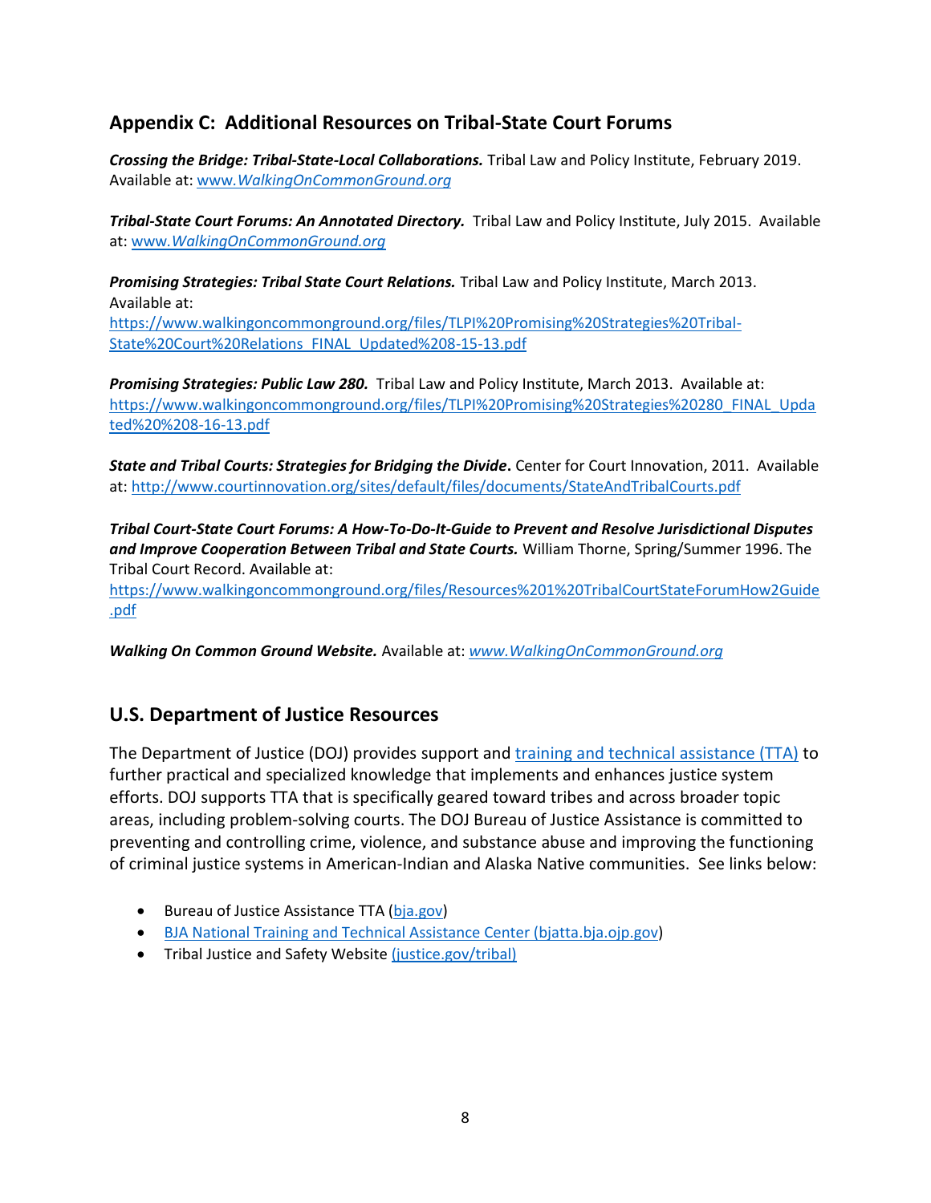## Appendix C: Additional Resources on Tribal-State Court Forums

***Crossing the Bridge: Tribal-State-Local Collaborations.*** Tribal Law and Policy Institute, February 2019. Available at: [www.*WalkingOnCommonGround.org*](http://www.WalkingOnCommonGround.org)

***Tribal-State Court Forums: An Annotated Directory.*** Tribal Law and Policy Institute, July 2015. Available at: [www.*WalkingOnCommonGround.org*](http://www.WalkingOnCommonGround.org)

***Promising Strategies: Tribal State Court Relations.*** Tribal Law and Policy Institute, March 2013. Available at: https://www.walkingoncommonground.org/files/TLPI%20Promising%20Strategies%20Tribal-State%20Court%20Relations_FINAL_Updated%208-15-13.pdf

***Promising Strategies: Public Law 280.*** Tribal Law and Policy Institute, March 2013. Available at: https://www.walkingoncommonground.org/files/TLPI%20Promising%20Strategies%20280_FINAL_Updated%20%208-16-13.pdf

***State and Tribal Courts: Strategies for Bridging the Divide*****.** Center for Court Innovation, 2011. Available at: http://www.courtinnovation.org/sites/default/files/documents/StateAndTribalCourts.pdf

***Tribal Court-State Court Forums: A How-To-Do-It-Guide to Prevent and Resolve Jurisdictional Disputes and Improve Cooperation Between Tribal and State Courts.*** William Thorne, Spring/Summer 1996. The Tribal Court Record. Available at: https://www.walkingoncommonground.org/files/Resources%201%20TribalCourtStateForumHow2Guide.pdf

***Walking On Common Ground Website.*** Available at: [*www.WalkingOnCommonGround.org*](http://www.WalkingOnCommonGround.org)

## U.S. Department of Justice Resources

The Department of Justice (DOJ) provides support and training and technical assistance (TTA) to further practical and specialized knowledge that implements and enhances justice system efforts. DOJ supports TTA that is specifically geared toward tribes and across broader topic areas, including problem-solving courts. The DOJ Bureau of Justice Assistance is committed to preventing and controlling crime, violence, and substance abuse and improving the functioning of criminal justice systems in American-Indian and Alaska Native communities. See links below:

- Bureau of Justice Assistance TTA (bja.gov)
- BJA National Training and Technical Assistance Center (bjatta.bja.ojp.gov)
- Tribal Justice and Safety Website (justice.gov/tribal)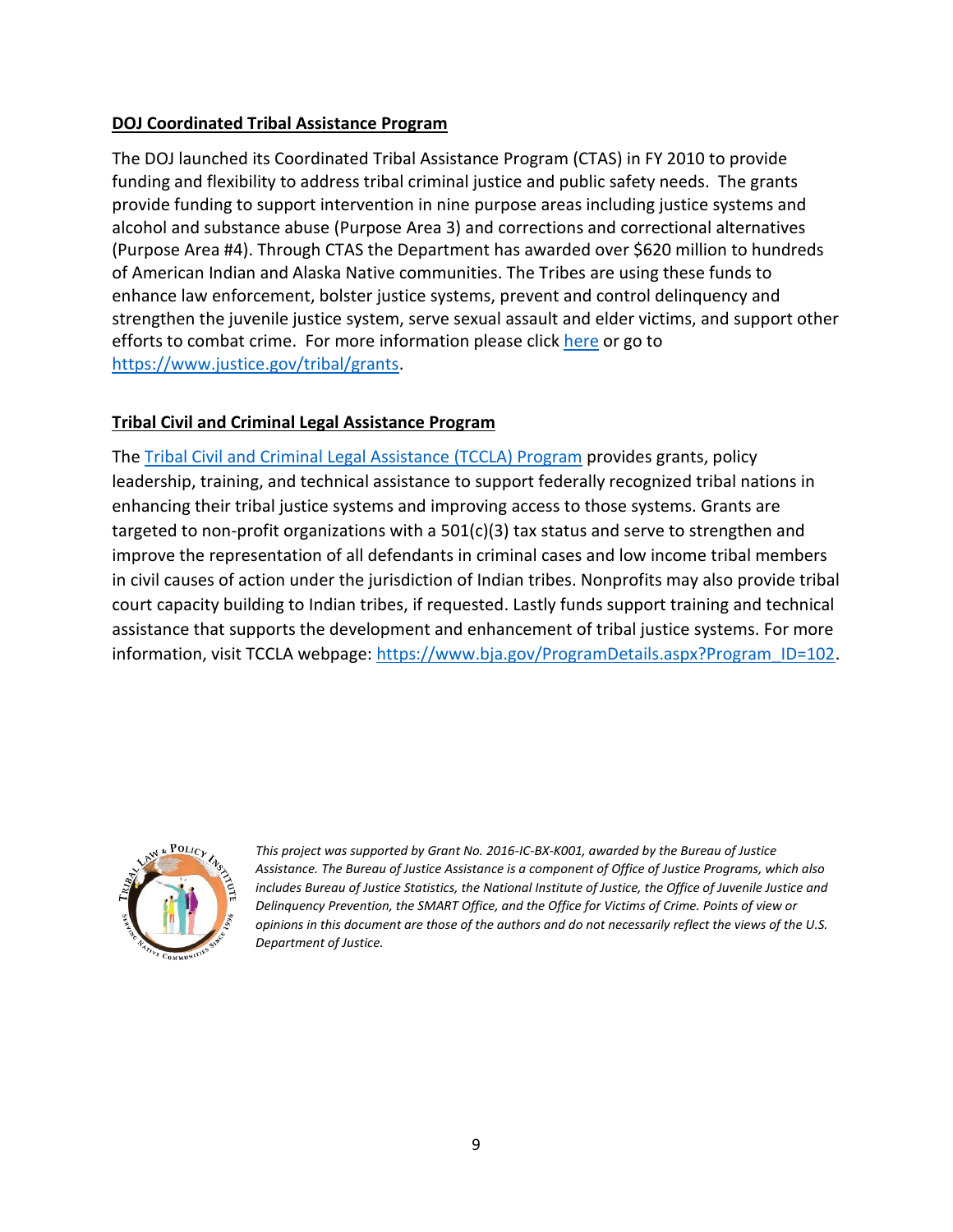**DOJ Coordinated Tribal Assistance Program**

The DOJ launched its Coordinated Tribal Assistance Program (CTAS) in FY 2010 to provide funding and flexibility to address tribal criminal justice and public safety needs. The grants provide funding to support intervention in nine purpose areas including justice systems and alcohol and substance abuse (Purpose Area 3) and corrections and correctional alternatives (Purpose Area #4). Through CTAS the Department has awarded over $620 million to hundreds of American Indian and Alaska Native communities. The Tribes are using these funds to enhance law enforcement, bolster justice systems, prevent and control delinquency and strengthen the juvenile justice system, serve sexual assault and elder victims, and support other efforts to combat crime. For more information please click here or go to https://www.justice.gov/tribal/grants.

**Tribal Civil and Criminal Legal Assistance Program**

The Tribal Civil and Criminal Legal Assistance (TCCLA) Program provides grants, policy leadership, training, and technical assistance to support federally recognized tribal nations in enhancing their tribal justice systems and improving access to those systems. Grants are targeted to non-profit organizations with a 501(c)(3) tax status and serve to strengthen and improve the representation of all defendants in criminal cases and low income tribal members in civil causes of action under the jurisdiction of Indian tribes. Nonprofits may also provide tribal court capacity building to Indian tribes, if requested. Lastly funds support training and technical assistance that supports the development and enhancement of tribal justice systems. For more information, visit TCCLA webpage: https://www.bja.gov/ProgramDetails.aspx?Program_ID=102.

*This project was supported by Grant No. 2016-IC-BX-K001, awarded by the Bureau of Justice Assistance. The Bureau of Justice Assistance is a component of Office of Justice Programs, which also includes Bureau of Justice Statistics, the National Institute of Justice, the Office of Juvenile Justice and Delinquency Prevention, the SMART Office, and the Office for Victims of Crime. Points of view or opinions in this document are those of the authors and do not necessarily reflect the views of the U.S. Department of Justice.*